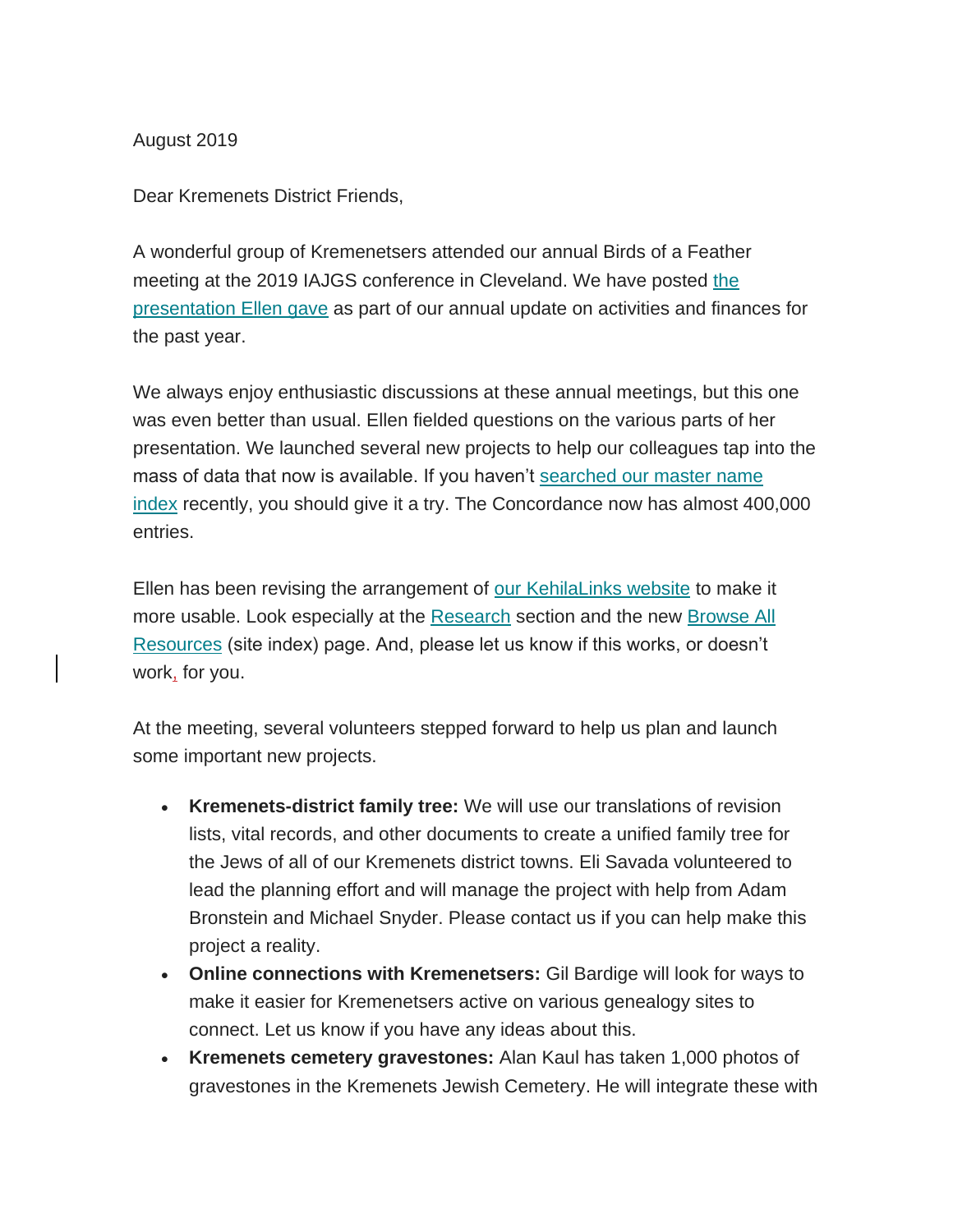August 2019

Dear Kremenets District Friends,

A wonderful group of Kremenetsers attended our annual Birds of a Feather meeting at the 2019 IAJGS conference in Cleveland. We have posted the presentation Ellen gave as part of our annual update on activities and finances for the past year.

We always enjoy enthusiastic discussions at these annual meetings, but this one was even better than usual. Ellen fielded questions on the various parts of her presentation. We launched several new projects to help our colleagues tap into the mass of data that now is available. If you haven't searched our master name index recently, you should give it a try. The Concordance now has almost 400,000 entries.

Ellen has been revising the arrangement of our KehilaLinks website to make it more usable. Look especially at the Research section and the new Browse All Resources (site index) page. And, please let us know if this works, or doesn't work, for you.

At the meeting, several volunteers stepped forward to help us plan and launch some important new projects.

- **Kremenets-district family tree:** We will use our translations of revision lists, vital records, and other documents to create a unified family tree for the Jews of all of our Kremenets district towns. Eli Savada volunteered to lead the planning effort and will manage the project with help from Adam Bronstein and Michael Snyder. Please contact us if you can help make this project a reality.
- **Online connections with Kremenetsers:** Gil Bardige will look for ways to make it easier for Kremenetsers active on various genealogy sites to connect. Let us know if you have any ideas about this.
- **Kremenets cemetery gravestones:** Alan Kaul has taken 1,000 photos of gravestones in the Kremenets Jewish Cemetery. He will integrate these with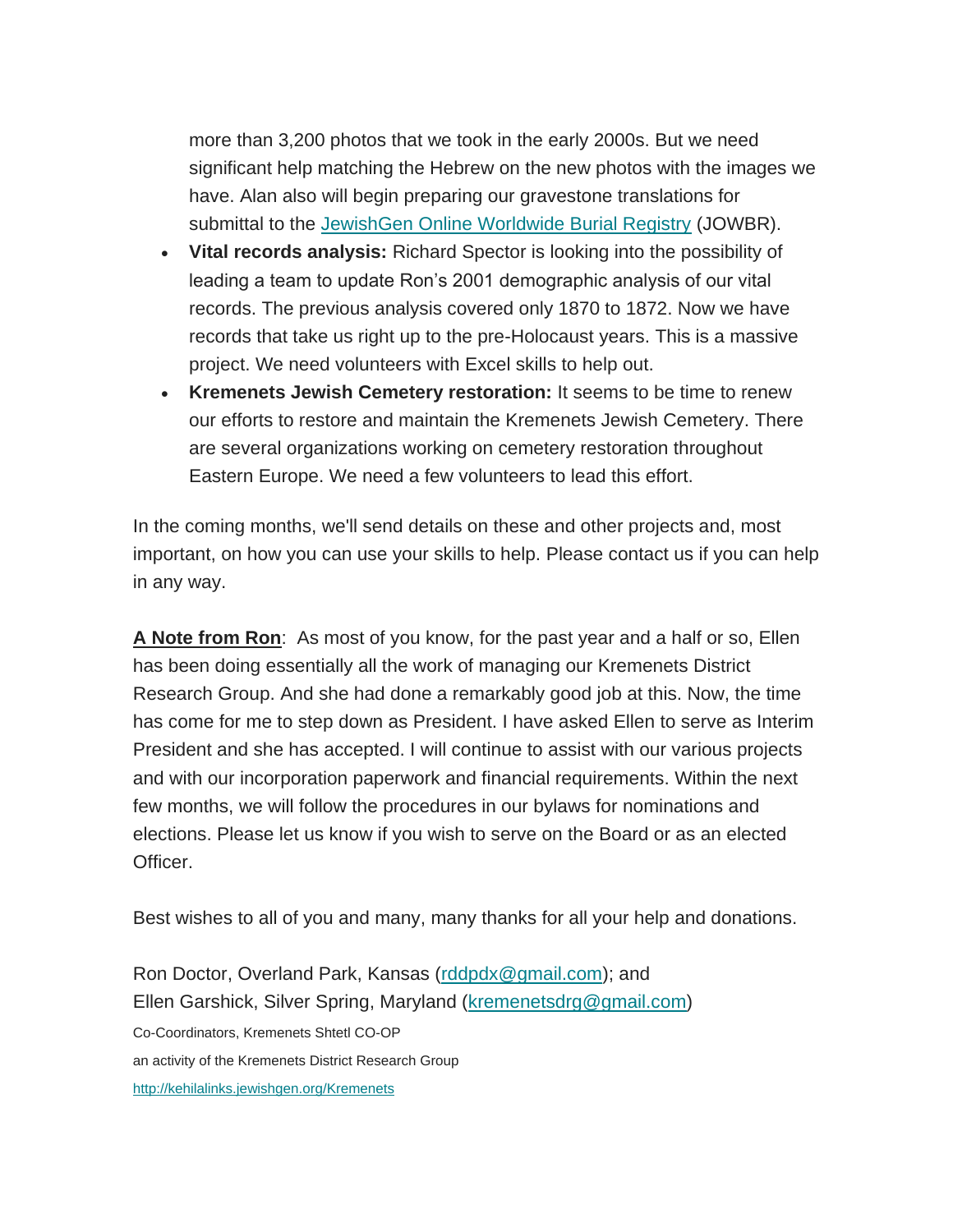more than 3,200 photos that we took in the early 2000s. But we need significant help matching the Hebrew on the new photos with the images we have. Alan also will begin preparing our gravestone translations for submittal to the [JewishGen Online Worldwide Burial Registry](JewishGen Online Worldwide Burial Registry) (JOWBR).

- **Vital records analysis:** Richard Spector is looking into the possibility of leading a team to update Ron's 2001 demographic analysis of our vital records. The previous analysis covered only 1870 to 1872. Now we have records that take us right up to the pre-Holocaust years. This is a massive project. We need volunteers with Excel skills to help out.
- **Kremenets Jewish Cemetery restoration:** It seems to be time to renew our efforts to restore and maintain the Kremenets Jewish Cemetery. There are several organizations working on cemetery restoration throughout Eastern Europe. We need a few volunteers to lead this effort.

In the coming months, we'll send details on these and other projects and, most important, on how you can use your skills to help. Please contact us if you can help in any way.

**A Note from Ron**: As most of you know, for the past year and a half or so, Ellen has been doing essentially all the work of managing our Kremenets District Research Group. And she had done a remarkably good job at this. Now, the time has come for me to step down as President. I have asked Ellen to serve as Interim President and she has accepted. I will continue to assist with our various projects and with our incorporation paperwork and financial requirements. Within the next few months, we will follow the procedures in our bylaws for nominations and elections. Please let us know if you wish to serve on the Board or as an elected Officer.

Best wishes to all of you and many, many thanks for all your help and donations.

Ron Doctor, Overland Park, Kansas (rddpdx@gmail.com); and
Ellen Garshick, Silver Spring, Maryland (kremenetsdrg@gmail.com)
Co-Coordinators, Kremenets Shtetl CO-OP
an activity of the Kremenets District Research Group
http://kehilalinks.jewishgen.org/Kremenets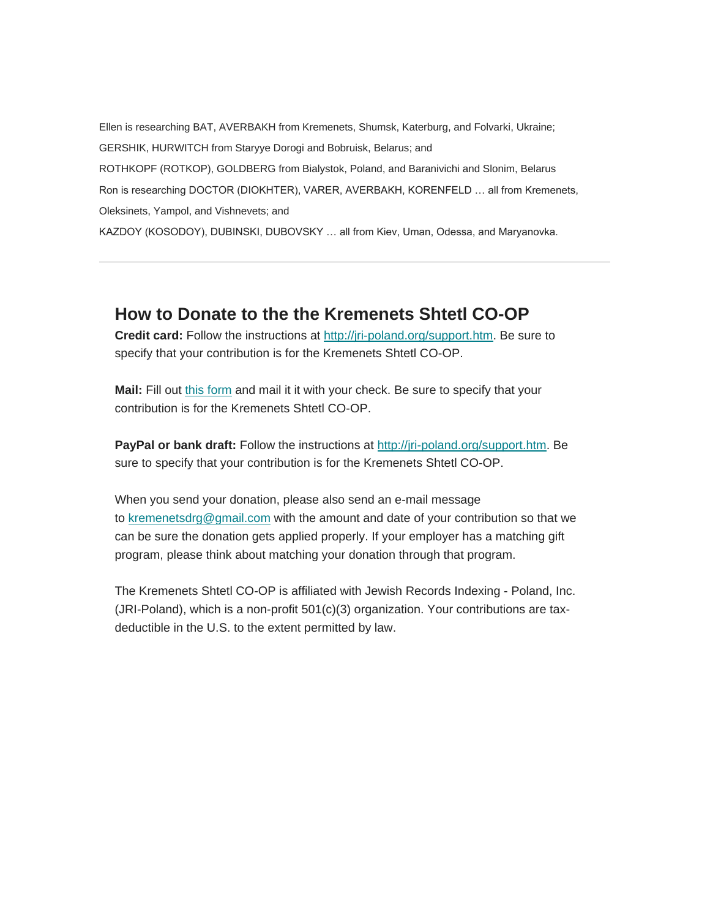Ellen is researching BAT, AVERBAKH from Kremenets, Shumsk, Katerburg, and Folvarki, Ukraine;
GERSHIK, HURWITCH from Staryye Dorogi and Bobruisk, Belarus; and
ROTHKOPF (ROTKOP), GOLDBERG from Bialystok, Poland, and Baranivichi and Slonim, Belarus
Ron is researching DOCTOR (DIOKHTER), VARER, AVERBAKH, KORENFELD … all from Kremenets, Oleksinets, Yampol, and Vishnevets; and
KAZDOY (KOSODOY), DUBINSKI, DUBOVSKY … all from Kiev, Uman, Odessa, and Maryanovka.

---

## How to Donate to the the Kremenets Shtetl CO-OP

**Credit card:** Follow the instructions at http://jri-poland.org/support.htm. Be sure to specify that your contribution is for the Kremenets Shtetl CO-OP.

**Mail:** Fill out this form and mail it it with your check. Be sure to specify that your contribution is for the Kremenets Shtetl CO-OP.

**PayPal or bank draft:** Follow the instructions at http://jri-poland.org/support.htm. Be sure to specify that your contribution is for the Kremenets Shtetl CO-OP.

When you send your donation, please also send an e-mail message to kremenetsdrg@gmail.com with the amount and date of your contribution so that we can be sure the donation gets applied properly. If your employer has a matching gift program, please think about matching your donation through that program.

The Kremenets Shtetl CO-OP is affiliated with Jewish Records Indexing - Poland, Inc. (JRI-Poland), which is a non-profit 501(c)(3) organization. Your contributions are tax-deductible in the U.S. to the extent permitted by law.